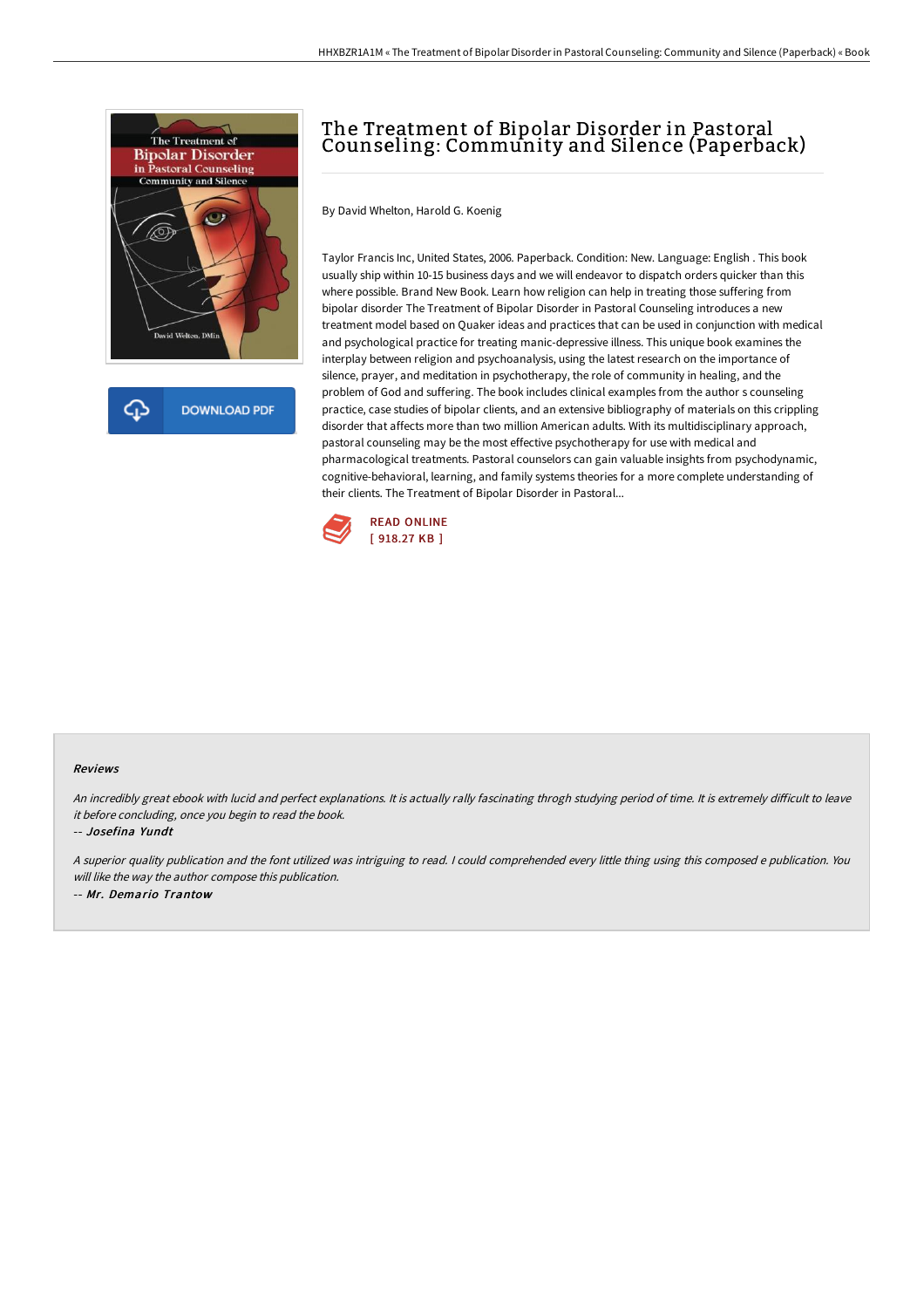# The Treatment of Bipolar Disorder in Pastoral Counseling: Community and Silence (Paperback)

DOWNLOAD PDF

By David Whelton, Harold G. Koenig

Taylor Francis Inc, United States, 2006. Paperback. Condition: New. Language: English . This book usually ship within 10-15 business days and we will endeavor to dispatch orders quicker than this where possible. Brand New Book. Learn how religion can help in treating those suffering from bipolar disorder The Treatment of Bipolar Disorder in Pastoral Counseling introduces a new treatment model based on Quaker ideas and practices that can be used in conjunction with medical and psychological practice for treating manic-depressive illness. This unique book examines the interplay between religion and psychoanalysis, using the latest research on the importance of silence, prayer, and meditation in psychotherapy, the role of community in healing, and the problem of God and suffering. The book includes clinical examples from the author s counseling practice, case studies of bipolar clients, and an extensive bibliography of materials on this crippling disorder that affects more than two million American adults. With its multidisciplinary approach, pastoral counseling may be the most effective psychotherapy for use with medical and pharmacological treatments. Pastoral counselors can gain valuable insights from psychodynamic, cognitive-behavioral, learning, and family systems theories for a more complete understanding of their clients. The Treatment of Bipolar Disorder in Pastoral...

READ ONLINE
[ 918.27 KB ]

### Reviews

*An incredibly great ebook with lucid and perfect explanations. It is actually rally fascinating throgh studying period of time. It is extremely difficult to leave it before concluding, once you begin to read the book.*

-- *Josefina Yundt*

*A superior quality publication and the font utilized was intriguing to read. I could comprehended every little thing using this composed e publication. You will like the way the author compose this publication.*

-- *Mr. Demario Trantow*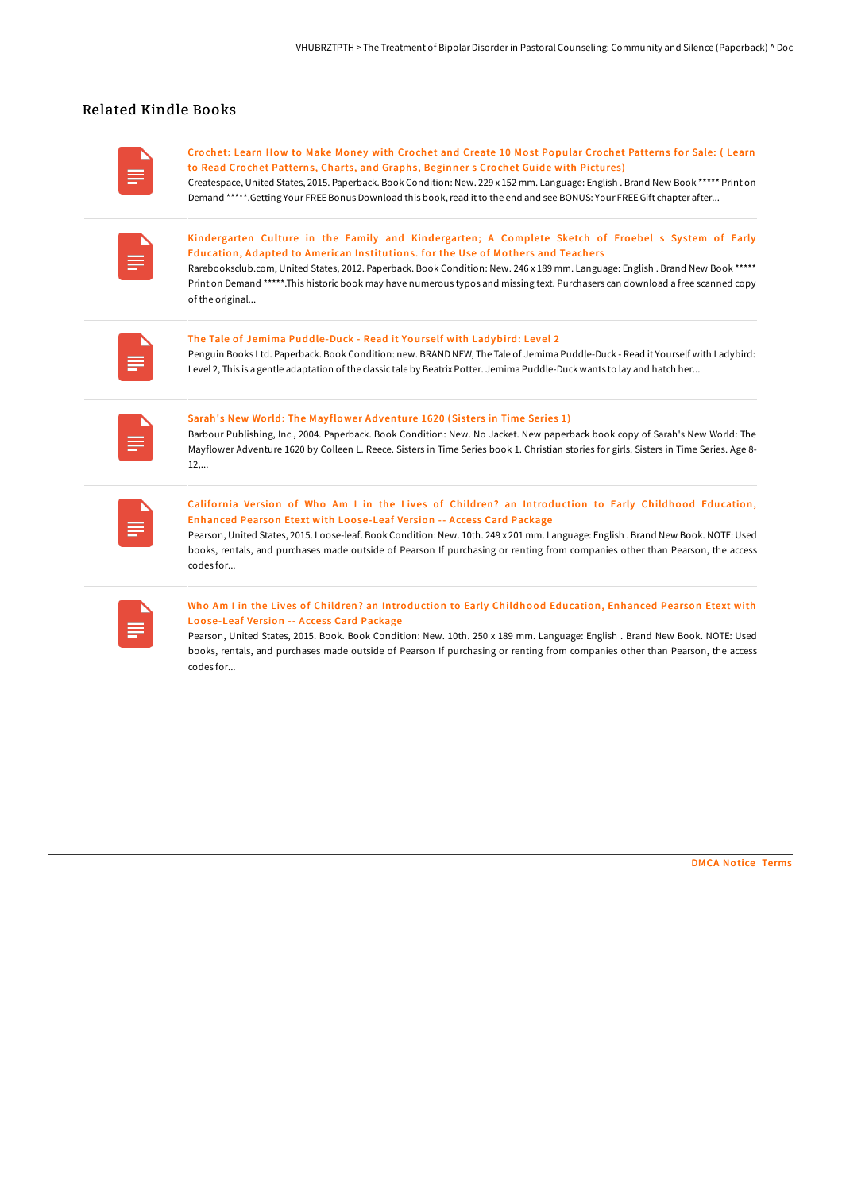## Related Kindle Books

**Crochet: Learn How to Make Money with Crochet and Create 10 Most Popular Crochet Patterns for Sale: ( Learn to Read Crochet Patterns, Charts, and Graphs, Beginner s Crochet Guide with Pictures)**

Createspace, United States, 2015. Paperback. Book Condition: New. 229 x 152 mm. Language: English . Brand New Book ***** Print on Demand *****.Getting Your FREE Bonus Download this book, read it to the end and see BONUS: Your FREE Gift chapter after...

**Kindergarten Culture in the Family and Kindergarten; A Complete Sketch of Froebel s System of Early Education, Adapted to American Institutions. for the Use of Mothers and Teachers**

Rarebooksclub.com, United States, 2012. Paperback. Book Condition: New. 246 x 189 mm. Language: English . Brand New Book ***** Print on Demand *****.This historic book may have numerous typos and missing text. Purchasers can download a free scanned copy of the original...

**The Tale of Jemima Puddle-Duck - Read it Yourself with Ladybird: Level 2**

Penguin Books Ltd. Paperback. Book Condition: new. BRAND NEW, The Tale of Jemima Puddle-Duck - Read it Yourself with Ladybird: Level 2, This is a gentle adaptation of the classic tale by Beatrix Potter. Jemima Puddle-Duck wants to lay and hatch her...

**Sarah's New World: The Mayflower Adventure 1620 (Sisters in Time Series 1)**

Barbour Publishing, Inc., 2004. Paperback. Book Condition: New. No Jacket. New paperback book copy of Sarah's New World: The Mayflower Adventure 1620 by Colleen L. Reece. Sisters in Time Series book 1. Christian stories for girls. Sisters in Time Series. Age 8-12,...

**California Version of Who Am I in the Lives of Children? an Introduction to Early Childhood Education, Enhanced Pearson Etext with Loose-Leaf Version -- Access Card Package**

Pearson, United States, 2015. Loose-leaf. Book Condition: New. 10th. 249 x 201 mm. Language: English . Brand New Book. NOTE: Used books, rentals, and purchases made outside of Pearson If purchasing or renting from companies other than Pearson, the access codes for...

**Who Am I in the Lives of Children? an Introduction to Early Childhood Education, Enhanced Pearson Etext with Loose-Leaf Version -- Access Card Package**

Pearson, United States, 2015. Book. Book Condition: New. 10th. 250 x 189 mm. Language: English . Brand New Book. NOTE: Used books, rentals, and purchases made outside of Pearson If purchasing or renting from companies other than Pearson, the access codes for...